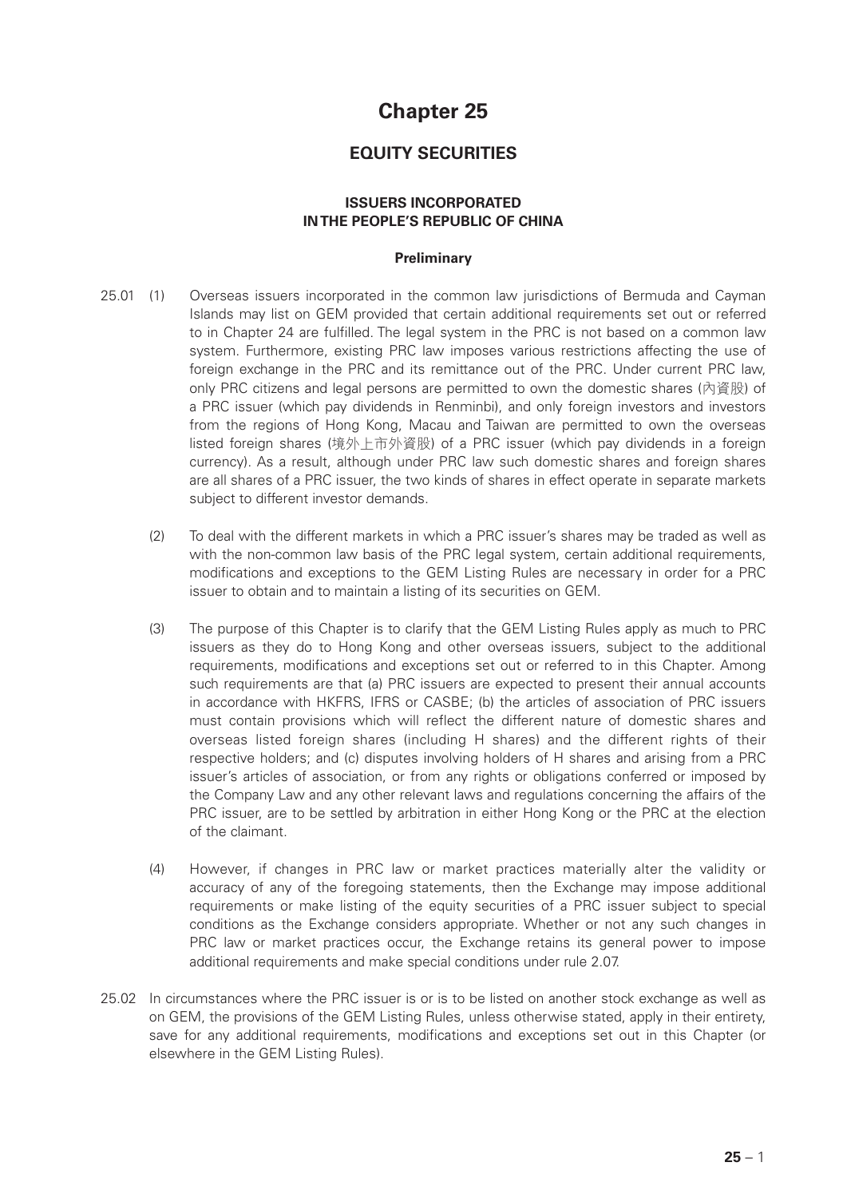# Chapter 25

## EQUITY SECURITIES

### ISSUERS INCORPORATED IN THE PEOPLE'S REPUBLIC OF CHINA

#### Preliminary

25.01 (1) Overseas issuers incorporated in the common law jurisdictions of Bermuda and Cayman Islands may list on GEM provided that certain additional requirements set out or referred to in Chapter 24 are fulfilled. The legal system in the PRC is not based on a common law system. Furthermore, existing PRC law imposes various restrictions affecting the use of foreign exchange in the PRC and its remittance out of the PRC. Under current PRC law, only PRC citizens and legal persons are permitted to own the domestic shares (內資股) of a PRC issuer (which pay dividends in Renminbi), and only foreign investors and investors from the regions of Hong Kong, Macau and Taiwan are permitted to own the overseas listed foreign shares (境外上市外資股) of a PRC issuer (which pay dividends in a foreign currency). As a result, although under PRC law such domestic shares and foreign shares are all shares of a PRC issuer, the two kinds of shares in effect operate in separate markets subject to different investor demands.

(2) To deal with the different markets in which a PRC issuer's shares may be traded as well as with the non-common law basis of the PRC legal system, certain additional requirements, modifications and exceptions to the GEM Listing Rules are necessary in order for a PRC issuer to obtain and to maintain a listing of its securities on GEM.

(3) The purpose of this Chapter is to clarify that the GEM Listing Rules apply as much to PRC issuers as they do to Hong Kong and other overseas issuers, subject to the additional requirements, modifications and exceptions set out or referred to in this Chapter. Among such requirements are that (a) PRC issuers are expected to present their annual accounts in accordance with HKFRS, IFRS or CASBE; (b) the articles of association of PRC issuers must contain provisions which will reflect the different nature of domestic shares and overseas listed foreign shares (including H shares) and the different rights of their respective holders; and (c) disputes involving holders of H shares and arising from a PRC issuer's articles of association, or from any rights or obligations conferred or imposed by the Company Law and any other relevant laws and regulations concerning the affairs of the PRC issuer, are to be settled by arbitration in either Hong Kong or the PRC at the election of the claimant.

(4) However, if changes in PRC law or market practices materially alter the validity or accuracy of any of the foregoing statements, then the Exchange may impose additional requirements or make listing of the equity securities of a PRC issuer subject to special conditions as the Exchange considers appropriate. Whether or not any such changes in PRC law or market practices occur, the Exchange retains its general power to impose additional requirements and make special conditions under rule 2.07.

25.02 In circumstances where the PRC issuer is or is to be listed on another stock exchange as well as on GEM, the provisions of the GEM Listing Rules, unless otherwise stated, apply in their entirety, save for any additional requirements, modifications and exceptions set out in this Chapter (or elsewhere in the GEM Listing Rules).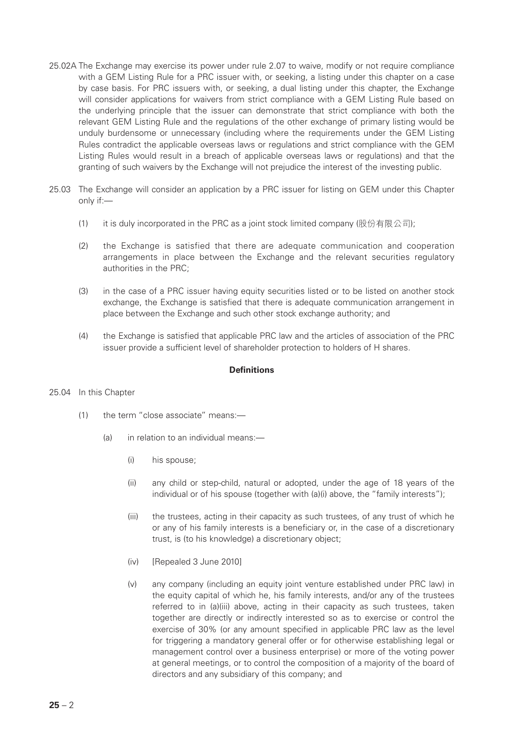25.02A The Exchange may exercise its power under rule 2.07 to waive, modify or not require compliance with a GEM Listing Rule for a PRC issuer with, or seeking, a listing under this chapter on a case by case basis. For PRC issuers with, or seeking, a dual listing under this chapter, the Exchange will consider applications for waivers from strict compliance with a GEM Listing Rule based on the underlying principle that the issuer can demonstrate that strict compliance with both the relevant GEM Listing Rule and the regulations of the other exchange of primary listing would be unduly burdensome or unnecessary (including where the requirements under the GEM Listing Rules contradict the applicable overseas laws or regulations and strict compliance with the GEM Listing Rules would result in a breach of applicable overseas laws or regulations) and that the granting of such waivers by the Exchange will not prejudice the interest of the investing public.

25.03 The Exchange will consider an application by a PRC issuer for listing on GEM under this Chapter only if:—

(1) it is duly incorporated in the PRC as a joint stock limited company (股份有限公司);

(2) the Exchange is satisfied that there are adequate communication and cooperation arrangements in place between the Exchange and the relevant securities regulatory authorities in the PRC;

(3) in the case of a PRC issuer having equity securities listed or to be listed on another stock exchange, the Exchange is satisfied that there is adequate communication arrangement in place between the Exchange and such other stock exchange authority; and

(4) the Exchange is satisfied that applicable PRC law and the articles of association of the PRC issuer provide a sufficient level of shareholder protection to holders of H shares.

**Definitions**

25.04 In this Chapter

(1) the term "close associate" means:—

(a) in relation to an individual means:—

(i) his spouse;

(ii) any child or step-child, natural or adopted, under the age of 18 years of the individual or of his spouse (together with (a)(i) above, the "family interests");

(iii) the trustees, acting in their capacity as such trustees, of any trust of which he or any of his family interests is a beneficiary or, in the case of a discretionary trust, is (to his knowledge) a discretionary object;

(iv) [Repealed 3 June 2010]

(v) any company (including an equity joint venture established under PRC law) in the equity capital of which he, his family interests, and/or any of the trustees referred to in (a)(iii) above, acting in their capacity as such trustees, taken together are directly or indirectly interested so as to exercise or control the exercise of 30% (or any amount specified in applicable PRC law as the level for triggering a mandatory general offer or for otherwise establishing legal or management control over a business enterprise) or more of the voting power at general meetings, or to control the composition of a majority of the board of directors and any subsidiary of this company; and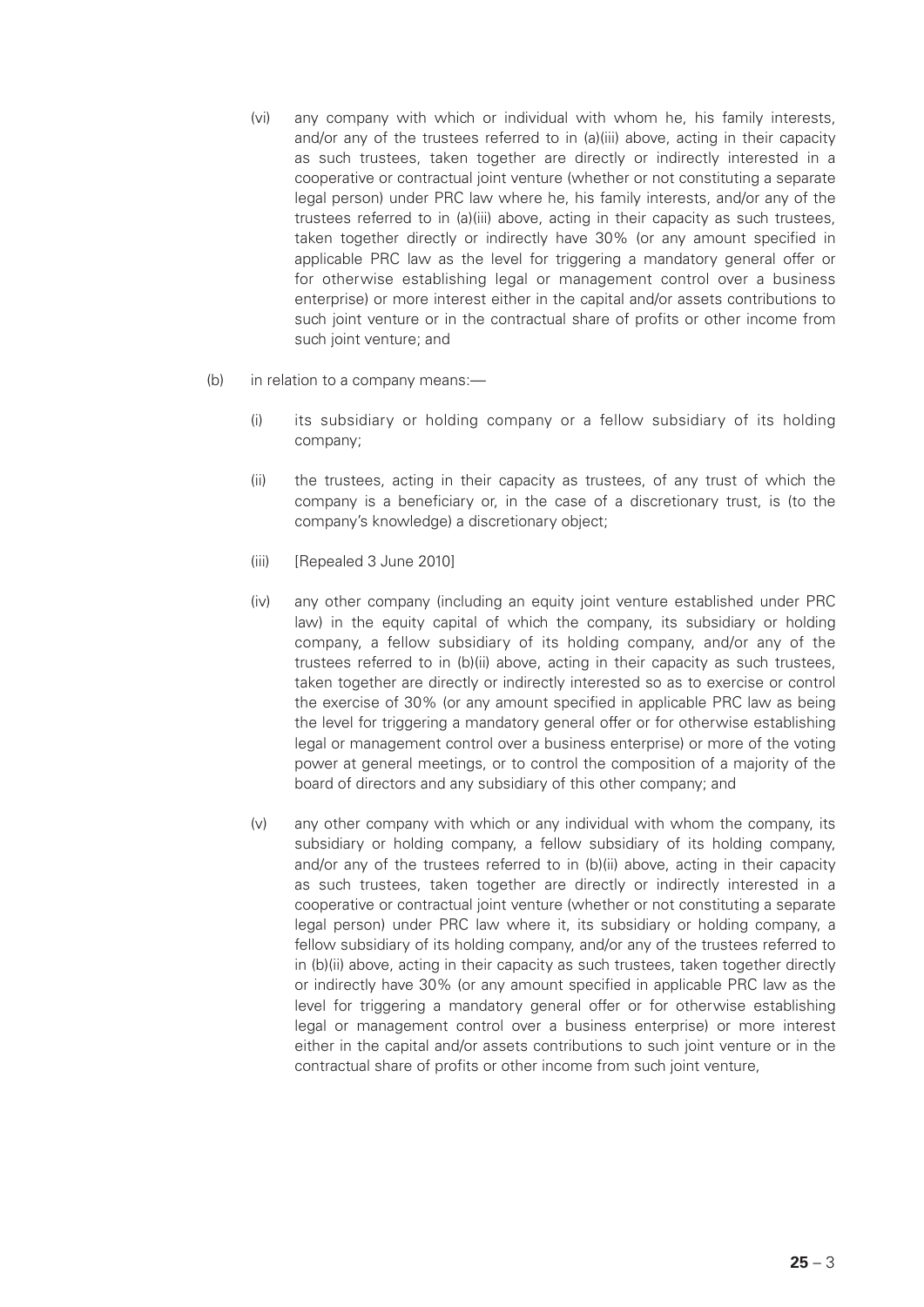(vi) any company with which or individual with whom he, his family interests, and/or any of the trustees referred to in (a)(iii) above, acting in their capacity as such trustees, taken together are directly or indirectly interested in a cooperative or contractual joint venture (whether or not constituting a separate legal person) under PRC law where he, his family interests, and/or any of the trustees referred to in (a)(iii) above, acting in their capacity as such trustees, taken together directly or indirectly have 30% (or any amount specified in applicable PRC law as the level for triggering a mandatory general offer or for otherwise establishing legal or management control over a business enterprise) or more interest either in the capital and/or assets contributions to such joint venture or in the contractual share of profits or other income from such joint venture; and

(b) in relation to a company means:—

(i) its subsidiary or holding company or a fellow subsidiary of its holding company;

(ii) the trustees, acting in their capacity as trustees, of any trust of which the company is a beneficiary or, in the case of a discretionary trust, is (to the company's knowledge) a discretionary object;

(iii) [Repealed 3 June 2010]

(iv) any other company (including an equity joint venture established under PRC law) in the equity capital of which the company, its subsidiary or holding company, a fellow subsidiary of its holding company, and/or any of the trustees referred to in (b)(ii) above, acting in their capacity as such trustees, taken together are directly or indirectly interested so as to exercise or control the exercise of 30% (or any amount specified in applicable PRC law as being the level for triggering a mandatory general offer or for otherwise establishing legal or management control over a business enterprise) or more of the voting power at general meetings, or to control the composition of a majority of the board of directors and any subsidiary of this other company; and

(v) any other company with which or any individual with whom the company, its subsidiary or holding company, a fellow subsidiary of its holding company, and/or any of the trustees referred to in (b)(ii) above, acting in their capacity as such trustees, taken together are directly or indirectly interested in a cooperative or contractual joint venture (whether or not constituting a separate legal person) under PRC law where it, its subsidiary or holding company, a fellow subsidiary of its holding company, and/or any of the trustees referred to in (b)(ii) above, acting in their capacity as such trustees, taken together directly or indirectly have 30% (or any amount specified in applicable PRC law as the level for triggering a mandatory general offer or for otherwise establishing legal or management control over a business enterprise) or more interest either in the capital and/or assets contributions to such joint venture or in the contractual share of profits or other income from such joint venture,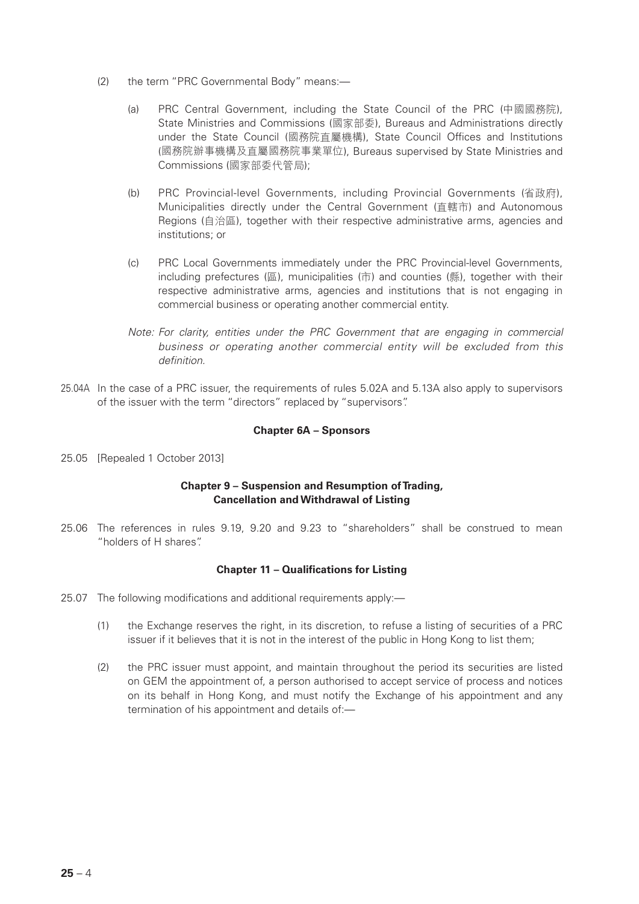(2) the term "PRC Governmental Body" means:—

(a) PRC Central Government, including the State Council of the PRC (中國國務院), State Ministries and Commissions (國家部委), Bureaus and Administrations directly under the State Council (國務院直屬機構), State Council Offices and Institutions (國務院辦事機構及直屬國務院事業單位), Bureaus supervised by State Ministries and Commissions (國家部委代管局);

(b) PRC Provincial-level Governments, including Provincial Governments (省政府), Municipalities directly under the Central Government (直轄市) and Autonomous Regions (自治區), together with their respective administrative arms, agencies and institutions; or

(c) PRC Local Governments immediately under the PRC Provincial-level Governments, including prefectures (區), municipalities (市) and counties (縣), together with their respective administrative arms, agencies and institutions that is not engaging in commercial business or operating another commercial entity.

*Note: For clarity, entities under the PRC Government that are engaging in commercial business or operating another commercial entity will be excluded from this definition.*

25.04A In the case of a PRC issuer, the requirements of rules 5.02A and 5.13A also apply to supervisors of the issuer with the term "directors" replaced by "supervisors".

**Chapter 6A – Sponsors**

25.05 [Repealed 1 October 2013]

**Chapter 9 – Suspension and Resumption of Trading, Cancellation and Withdrawal of Listing**

25.06 The references in rules 9.19, 9.20 and 9.23 to "shareholders" shall be construed to mean "holders of H shares".

**Chapter 11 – Qualifications for Listing**

25.07 The following modifications and additional requirements apply:—

(1) the Exchange reserves the right, in its discretion, to refuse a listing of securities of a PRC issuer if it believes that it is not in the interest of the public in Hong Kong to list them;

(2) the PRC issuer must appoint, and maintain throughout the period its securities are listed on GEM the appointment of, a person authorised to accept service of process and notices on its behalf in Hong Kong, and must notify the Exchange of his appointment and any termination of his appointment and details of:—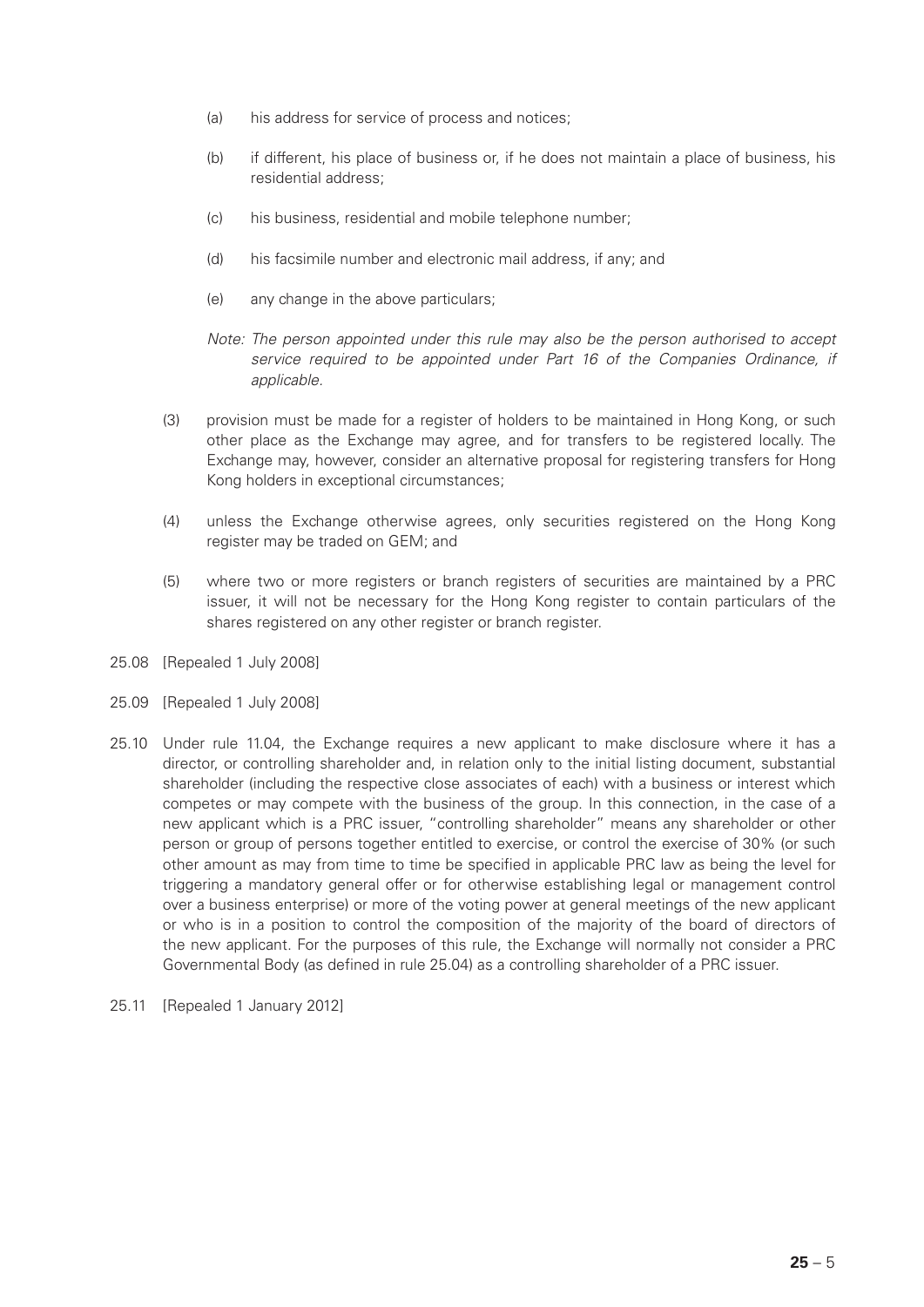(a) his address for service of process and notices;

(b) if different, his place of business or, if he does not maintain a place of business, his residential address;

(c) his business, residential and mobile telephone number;

(d) his facsimile number and electronic mail address, if any; and

(e) any change in the above particulars;

*Note: The person appointed under this rule may also be the person authorised to accept service required to be appointed under Part 16 of the Companies Ordinance, if applicable.*

(3) provision must be made for a register of holders to be maintained in Hong Kong, or such other place as the Exchange may agree, and for transfers to be registered locally. The Exchange may, however, consider an alternative proposal for registering transfers for Hong Kong holders in exceptional circumstances;

(4) unless the Exchange otherwise agrees, only securities registered on the Hong Kong register may be traded on GEM; and

(5) where two or more registers or branch registers of securities are maintained by a PRC issuer, it will not be necessary for the Hong Kong register to contain particulars of the shares registered on any other register or branch register.

25.08 [Repealed 1 July 2008]

25.09 [Repealed 1 July 2008]

25.10 Under rule 11.04, the Exchange requires a new applicant to make disclosure where it has a director, or controlling shareholder and, in relation only to the initial listing document, substantial shareholder (including the respective close associates of each) with a business or interest which competes or may compete with the business of the group. In this connection, in the case of a new applicant which is a PRC issuer, "controlling shareholder" means any shareholder or other person or group of persons together entitled to exercise, or control the exercise of 30% (or such other amount as may from time to time be specified in applicable PRC law as being the level for triggering a mandatory general offer or for otherwise establishing legal or management control over a business enterprise) or more of the voting power at general meetings of the new applicant or who is in a position to control the composition of the majority of the board of directors of the new applicant. For the purposes of this rule, the Exchange will normally not consider a PRC Governmental Body (as defined in rule 25.04) as a controlling shareholder of a PRC issuer.

25.11 [Repealed 1 January 2012]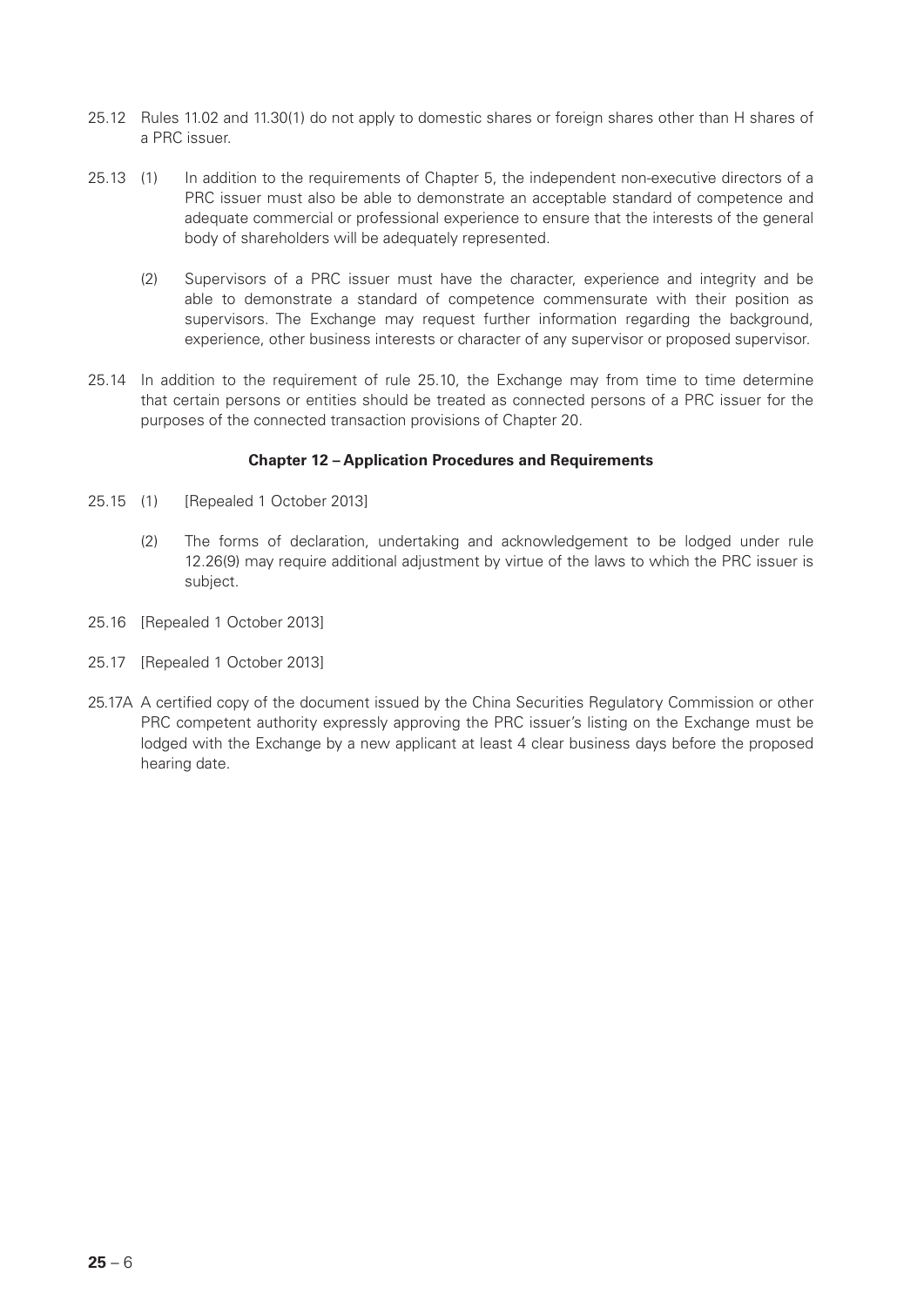25.12 Rules 11.02 and 11.30(1) do not apply to domestic shares or foreign shares other than H shares of a PRC issuer.

25.13 (1) In addition to the requirements of Chapter 5, the independent non-executive directors of a PRC issuer must also be able to demonstrate an acceptable standard of competence and adequate commercial or professional experience to ensure that the interests of the general body of shareholders will be adequately represented.

(2) Supervisors of a PRC issuer must have the character, experience and integrity and be able to demonstrate a standard of competence commensurate with their position as supervisors. The Exchange may request further information regarding the background, experience, other business interests or character of any supervisor or proposed supervisor.

25.14 In addition to the requirement of rule 25.10, the Exchange may from time to time determine that certain persons or entities should be treated as connected persons of a PRC issuer for the purposes of the connected transaction provisions of Chapter 20.

**Chapter 12 – Application Procedures and Requirements**

25.15 (1) [Repealed 1 October 2013]

(2) The forms of declaration, undertaking and acknowledgement to be lodged under rule 12.26(9) may require additional adjustment by virtue of the laws to which the PRC issuer is subject.

25.16 [Repealed 1 October 2013]

25.17 [Repealed 1 October 2013]

25.17A A certified copy of the document issued by the China Securities Regulatory Commission or other PRC competent authority expressly approving the PRC issuer's listing on the Exchange must be lodged with the Exchange by a new applicant at least 4 clear business days before the proposed hearing date.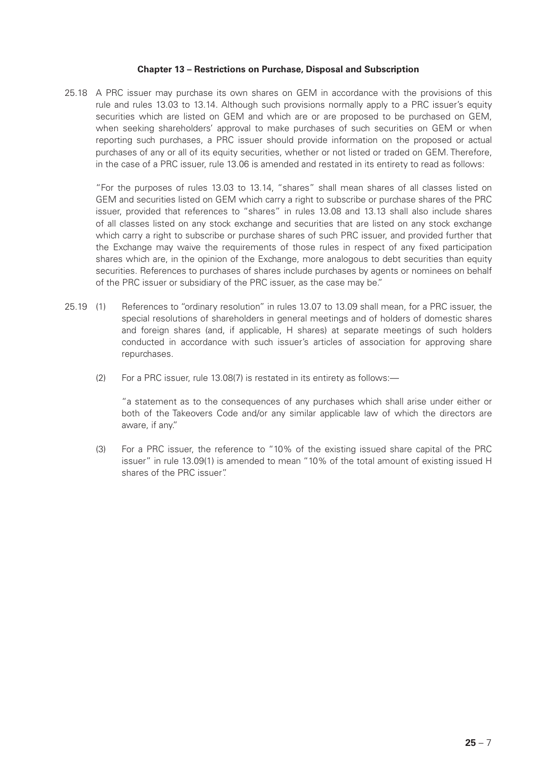**Chapter 13 – Restrictions on Purchase, Disposal and Subscription**

25.18 A PRC issuer may purchase its own shares on GEM in accordance with the provisions of this rule and rules 13.03 to 13.14. Although such provisions normally apply to a PRC issuer's equity securities which are listed on GEM and which are or are proposed to be purchased on GEM, when seeking shareholders' approval to make purchases of such securities on GEM or when reporting such purchases, a PRC issuer should provide information on the proposed or actual purchases of any or all of its equity securities, whether or not listed or traded on GEM. Therefore, in the case of a PRC issuer, rule 13.06 is amended and restated in its entirety to read as follows:

"For the purposes of rules 13.03 to 13.14, "shares" shall mean shares of all classes listed on GEM and securities listed on GEM which carry a right to subscribe or purchase shares of the PRC issuer, provided that references to "shares" in rules 13.08 and 13.13 shall also include shares of all classes listed on any stock exchange and securities that are listed on any stock exchange which carry a right to subscribe or purchase shares of such PRC issuer, and provided further that the Exchange may waive the requirements of those rules in respect of any fixed participation shares which are, in the opinion of the Exchange, more analogous to debt securities than equity securities. References to purchases of shares include purchases by agents or nominees on behalf of the PRC issuer or subsidiary of the PRC issuer, as the case may be."

25.19 (1) References to "ordinary resolution" in rules 13.07 to 13.09 shall mean, for a PRC issuer, the special resolutions of shareholders in general meetings and of holders of domestic shares and foreign shares (and, if applicable, H shares) at separate meetings of such holders conducted in accordance with such issuer's articles of association for approving share repurchases.

(2) For a PRC issuer, rule 13.08(7) is restated in its entirety as follows:—

"a statement as to the consequences of any purchases which shall arise under either or both of the Takeovers Code and/or any similar applicable law of which the directors are aware, if any."

(3) For a PRC issuer, the reference to "10% of the existing issued share capital of the PRC issuer" in rule 13.09(1) is amended to mean "10% of the total amount of existing issued H shares of the PRC issuer".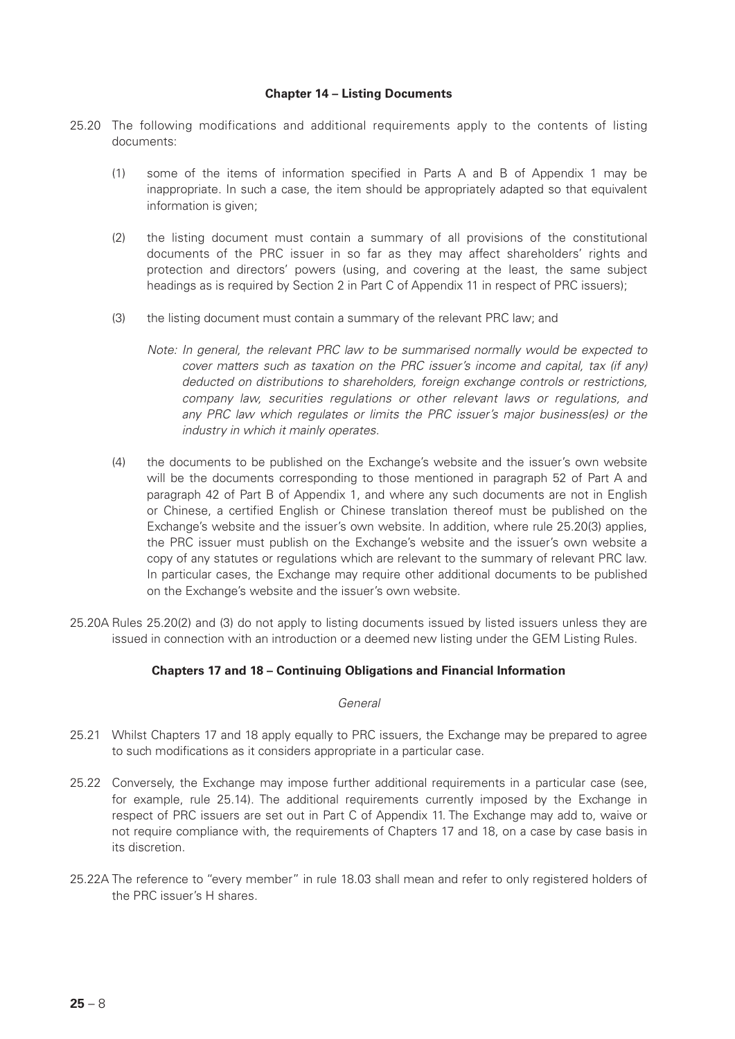**Chapter 14 – Listing Documents**

25.20 The following modifications and additional requirements apply to the contents of listing documents:

(1) some of the items of information specified in Parts A and B of Appendix 1 may be inappropriate. In such a case, the item should be appropriately adapted so that equivalent information is given;

(2) the listing document must contain a summary of all provisions of the constitutional documents of the PRC issuer in so far as they may affect shareholders' rights and protection and directors' powers (using, and covering at the least, the same subject headings as is required by Section 2 in Part C of Appendix 11 in respect of PRC issuers);

(3) the listing document must contain a summary of the relevant PRC law; and

*Note: In general, the relevant PRC law to be summarised normally would be expected to cover matters such as taxation on the PRC issuer's income and capital, tax (if any) deducted on distributions to shareholders, foreign exchange controls or restrictions, company law, securities regulations or other relevant laws or regulations, and any PRC law which regulates or limits the PRC issuer's major business(es) or the industry in which it mainly operates.*

(4) the documents to be published on the Exchange's website and the issuer's own website will be the documents corresponding to those mentioned in paragraph 52 of Part A and paragraph 42 of Part B of Appendix 1, and where any such documents are not in English or Chinese, a certified English or Chinese translation thereof must be published on the Exchange's website and the issuer's own website. In addition, where rule 25.20(3) applies, the PRC issuer must publish on the Exchange's website and the issuer's own website a copy of any statutes or regulations which are relevant to the summary of relevant PRC law. In particular cases, the Exchange may require other additional documents to be published on the Exchange's website and the issuer's own website.

25.20A Rules 25.20(2) and (3) do not apply to listing documents issued by listed issuers unless they are issued in connection with an introduction or a deemed new listing under the GEM Listing Rules.

**Chapters 17 and 18 – Continuing Obligations and Financial Information**

*General*

25.21 Whilst Chapters 17 and 18 apply equally to PRC issuers, the Exchange may be prepared to agree to such modifications as it considers appropriate in a particular case.

25.22 Conversely, the Exchange may impose further additional requirements in a particular case (see, for example, rule 25.14). The additional requirements currently imposed by the Exchange in respect of PRC issuers are set out in Part C of Appendix 11. The Exchange may add to, waive or not require compliance with, the requirements of Chapters 17 and 18, on a case by case basis in its discretion.

25.22A The reference to "every member" in rule 18.03 shall mean and refer to only registered holders of the PRC issuer's H shares.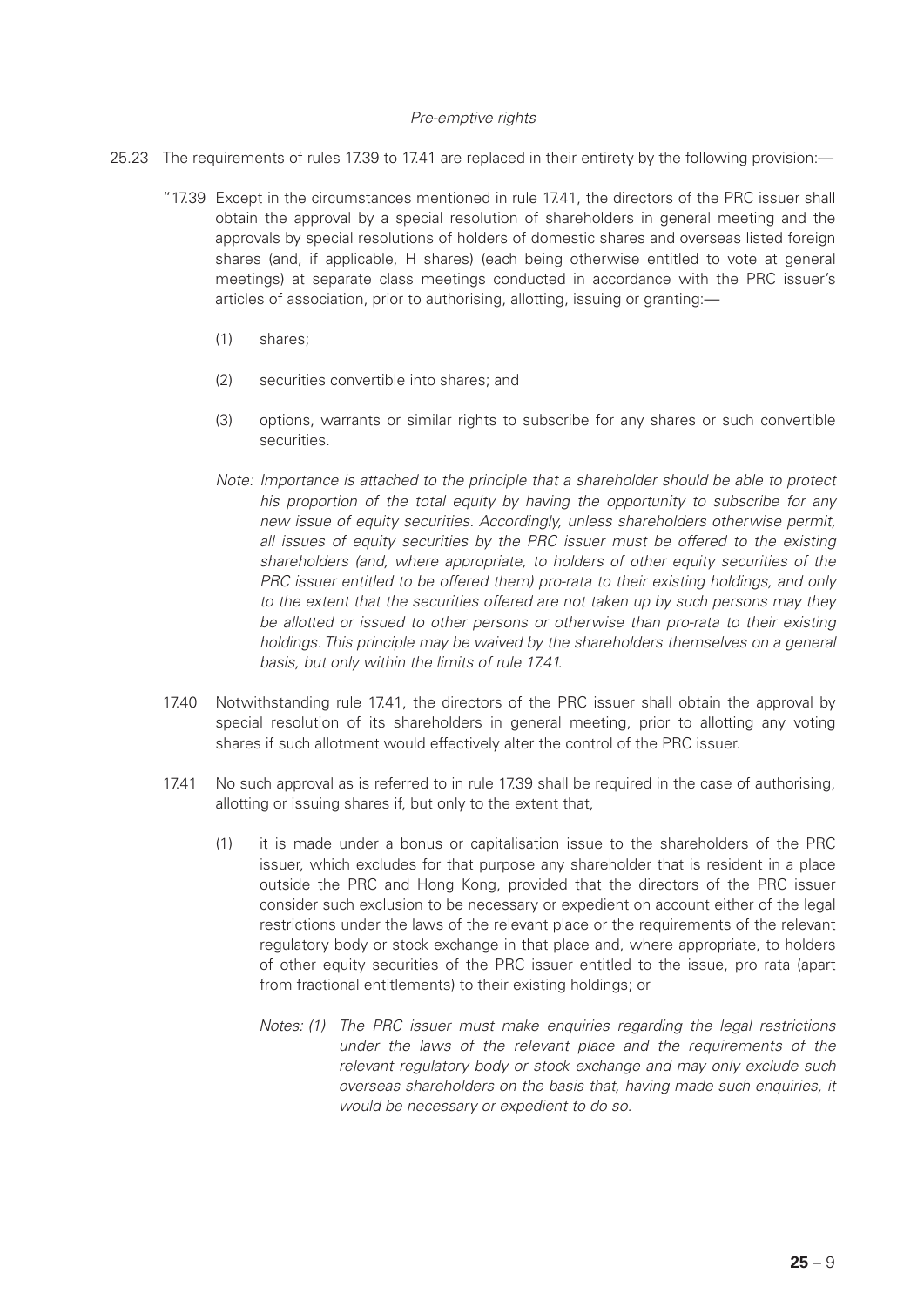*Pre-emptive rights*

25.23 The requirements of rules 17.39 to 17.41 are replaced in their entirety by the following provision:—

"17.39 Except in the circumstances mentioned in rule 17.41, the directors of the PRC issuer shall obtain the approval by a special resolution of shareholders in general meeting and the approvals by special resolutions of holders of domestic shares and overseas listed foreign shares (and, if applicable, H shares) (each being otherwise entitled to vote at general meetings) at separate class meetings conducted in accordance with the PRC issuer's articles of association, prior to authorising, allotting, issuing or granting:—

(1) shares;

(2) securities convertible into shares; and

(3) options, warrants or similar rights to subscribe for any shares or such convertible securities.

*Note: Importance is attached to the principle that a shareholder should be able to protect his proportion of the total equity by having the opportunity to subscribe for any new issue of equity securities. Accordingly, unless shareholders otherwise permit, all issues of equity securities by the PRC issuer must be offered to the existing shareholders (and, where appropriate, to holders of other equity securities of the PRC issuer entitled to be offered them) pro-rata to their existing holdings, and only to the extent that the securities offered are not taken up by such persons may they be allotted or issued to other persons or otherwise than pro-rata to their existing holdings. This principle may be waived by the shareholders themselves on a general basis, but only within the limits of rule 17.41.*

17.40 Notwithstanding rule 17.41, the directors of the PRC issuer shall obtain the approval by special resolution of its shareholders in general meeting, prior to allotting any voting shares if such allotment would effectively alter the control of the PRC issuer.

17.41 No such approval as is referred to in rule 17.39 shall be required in the case of authorising, allotting or issuing shares if, but only to the extent that,

(1) it is made under a bonus or capitalisation issue to the shareholders of the PRC issuer, which excludes for that purpose any shareholder that is resident in a place outside the PRC and Hong Kong, provided that the directors of the PRC issuer consider such exclusion to be necessary or expedient on account either of the legal restrictions under the laws of the relevant place or the requirements of the relevant regulatory body or stock exchange in that place and, where appropriate, to holders of other equity securities of the PRC issuer entitled to the issue, pro rata (apart from fractional entitlements) to their existing holdings; or

*Notes: (1) The PRC issuer must make enquiries regarding the legal restrictions under the laws of the relevant place and the requirements of the relevant regulatory body or stock exchange and may only exclude such overseas shareholders on the basis that, having made such enquiries, it would be necessary or expedient to do so.*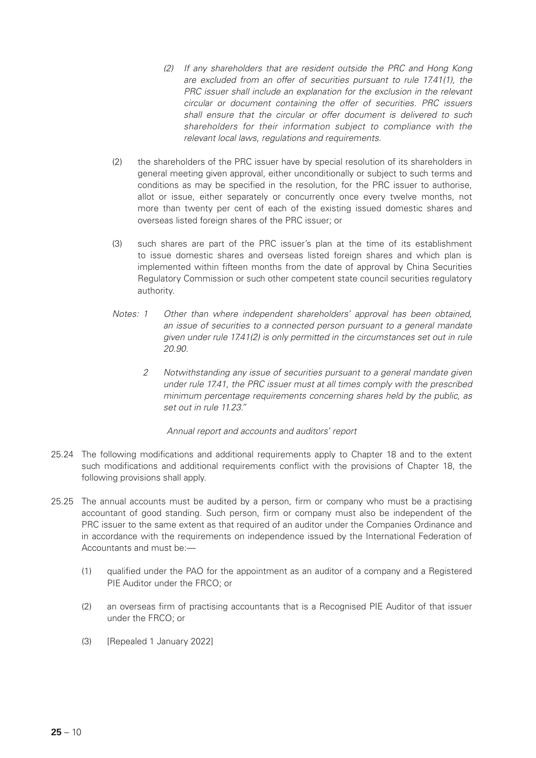*(2) If any shareholders that are resident outside the PRC and Hong Kong are excluded from an offer of securities pursuant to rule 17.41(1), the PRC issuer shall include an explanation for the exclusion in the relevant circular or document containing the offer of securities. PRC issuers shall ensure that the circular or offer document is delivered to such shareholders for their information subject to compliance with the relevant local laws, regulations and requirements.*

(2) the shareholders of the PRC issuer have by special resolution of its shareholders in general meeting given approval, either unconditionally or subject to such terms and conditions as may be specified in the resolution, for the PRC issuer to authorise, allot or issue, either separately or concurrently once every twelve months, not more than twenty per cent of each of the existing issued domestic shares and overseas listed foreign shares of the PRC issuer; or

(3) such shares are part of the PRC issuer's plan at the time of its establishment to issue domestic shares and overseas listed foreign shares and which plan is implemented within fifteen months from the date of approval by China Securities Regulatory Commission or such other competent state council securities regulatory authority.

*Notes: 1 Other than where independent shareholders' approval has been obtained, an issue of securities to a connected person pursuant to a general mandate given under rule 17.41(2) is only permitted in the circumstances set out in rule 20.90.*

*2 Notwithstanding any issue of securities pursuant to a general mandate given under rule 17.41, the PRC issuer must at all times comply with the prescribed minimum percentage requirements concerning shares held by the public, as set out in rule 11.23."*

*Annual report and accounts and auditors' report*

25.24 The following modifications and additional requirements apply to Chapter 18 and to the extent such modifications and additional requirements conflict with the provisions of Chapter 18, the following provisions shall apply.

25.25 The annual accounts must be audited by a person, firm or company who must be a practising accountant of good standing. Such person, firm or company must also be independent of the PRC issuer to the same extent as that required of an auditor under the Companies Ordinance and in accordance with the requirements on independence issued by the International Federation of Accountants and must be:—

(1) qualified under the PAO for the appointment as an auditor of a company and a Registered PIE Auditor under the FRCO; or

(2) an overseas firm of practising accountants that is a Recognised PIE Auditor of that issuer under the FRCO; or

(3) [Repealed 1 January 2022]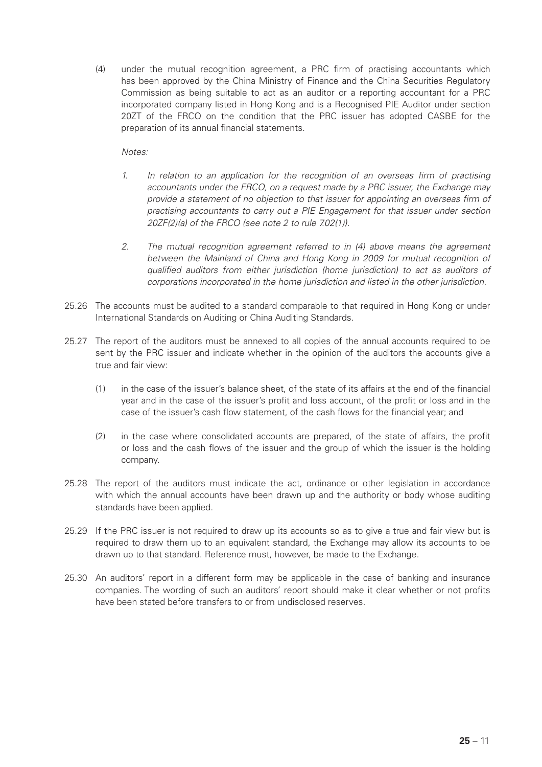(4) under the mutual recognition agreement, a PRC firm of practising accountants which has been approved by the China Ministry of Finance and the China Securities Regulatory Commission as being suitable to act as an auditor or a reporting accountant for a PRC incorporated company listed in Hong Kong and is a Recognised PIE Auditor under section 20ZT of the FRCO on the condition that the PRC issuer has adopted CASBE for the preparation of its annual financial statements.

*Notes:*

1. *In relation to an application for the recognition of an overseas firm of practising accountants under the FRCO, on a request made by a PRC issuer, the Exchange may provide a statement of no objection to that issuer for appointing an overseas firm of practising accountants to carry out a PIE Engagement for that issuer under section 20ZF(2)(a) of the FRCO (see note 2 to rule 7.02(1)).*

2. *The mutual recognition agreement referred to in (4) above means the agreement between the Mainland of China and Hong Kong in 2009 for mutual recognition of qualified auditors from either jurisdiction (home jurisdiction) to act as auditors of corporations incorporated in the home jurisdiction and listed in the other jurisdiction.*

25.26 The accounts must be audited to a standard comparable to that required in Hong Kong or under International Standards on Auditing or China Auditing Standards.

25.27 The report of the auditors must be annexed to all copies of the annual accounts required to be sent by the PRC issuer and indicate whether in the opinion of the auditors the accounts give a true and fair view:

(1) in the case of the issuer's balance sheet, of the state of its affairs at the end of the financial year and in the case of the issuer's profit and loss account, of the profit or loss and in the case of the issuer's cash flow statement, of the cash flows for the financial year; and

(2) in the case where consolidated accounts are prepared, of the state of affairs, the profit or loss and the cash flows of the issuer and the group of which the issuer is the holding company.

25.28 The report of the auditors must indicate the act, ordinance or other legislation in accordance with which the annual accounts have been drawn up and the authority or body whose auditing standards have been applied.

25.29 If the PRC issuer is not required to draw up its accounts so as to give a true and fair view but is required to draw them up to an equivalent standard, the Exchange may allow its accounts to be drawn up to that standard. Reference must, however, be made to the Exchange.

25.30 An auditors' report in a different form may be applicable in the case of banking and insurance companies. The wording of such an auditors' report should make it clear whether or not profits have been stated before transfers to or from undisclosed reserves.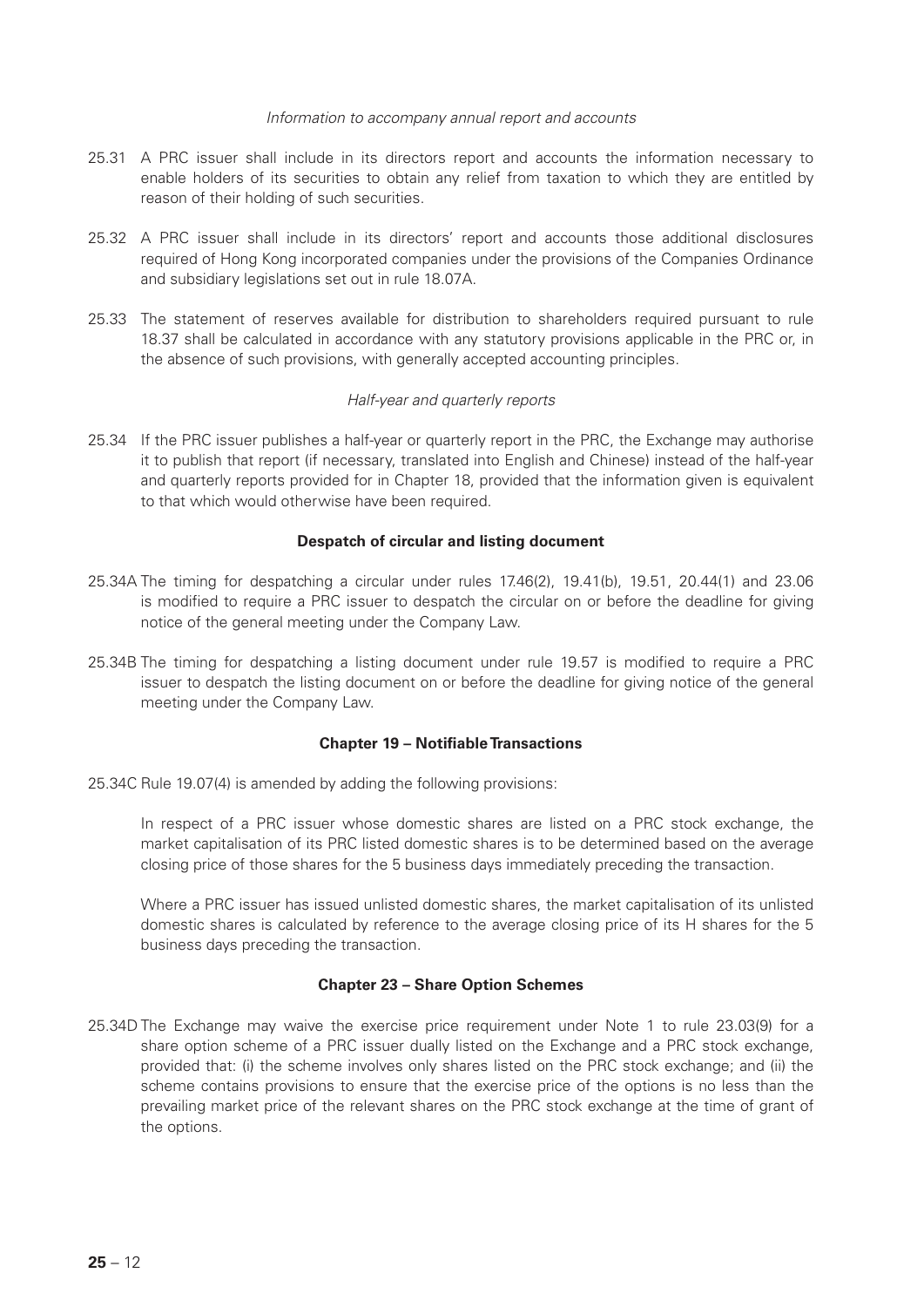*Information to accompany annual report and accounts*

25.31 A PRC issuer shall include in its directors report and accounts the information necessary to enable holders of its securities to obtain any relief from taxation to which they are entitled by reason of their holding of such securities.

25.32 A PRC issuer shall include in its directors' report and accounts those additional disclosures required of Hong Kong incorporated companies under the provisions of the Companies Ordinance and subsidiary legislations set out in rule 18.07A.

25.33 The statement of reserves available for distribution to shareholders required pursuant to rule 18.37 shall be calculated in accordance with any statutory provisions applicable in the PRC or, in the absence of such provisions, with generally accepted accounting principles.

*Half-year and quarterly reports*

25.34 If the PRC issuer publishes a half-year or quarterly report in the PRC, the Exchange may authorise it to publish that report (if necessary, translated into English and Chinese) instead of the half-year and quarterly reports provided for in Chapter 18, provided that the information given is equivalent to that which would otherwise have been required.

**Despatch of circular and listing document**

25.34A The timing for despatching a circular under rules 17.46(2), 19.41(b), 19.51, 20.44(1) and 23.06 is modified to require a PRC issuer to despatch the circular on or before the deadline for giving notice of the general meeting under the Company Law.

25.34B The timing for despatching a listing document under rule 19.57 is modified to require a PRC issuer to despatch the listing document on or before the deadline for giving notice of the general meeting under the Company Law.

**Chapter 19 – Notifiable Transactions**

25.34C Rule 19.07(4) is amended by adding the following provisions:

In respect of a PRC issuer whose domestic shares are listed on a PRC stock exchange, the market capitalisation of its PRC listed domestic shares is to be determined based on the average closing price of those shares for the 5 business days immediately preceding the transaction.

Where a PRC issuer has issued unlisted domestic shares, the market capitalisation of its unlisted domestic shares is calculated by reference to the average closing price of its H shares for the 5 business days preceding the transaction.

**Chapter 23 – Share Option Schemes**

25.34D The Exchange may waive the exercise price requirement under Note 1 to rule 23.03(9) for a share option scheme of a PRC issuer dually listed on the Exchange and a PRC stock exchange, provided that: (i) the scheme involves only shares listed on the PRC stock exchange; and (ii) the scheme contains provisions to ensure that the exercise price of the options is no less than the prevailing market price of the relevant shares on the PRC stock exchange at the time of grant of the options.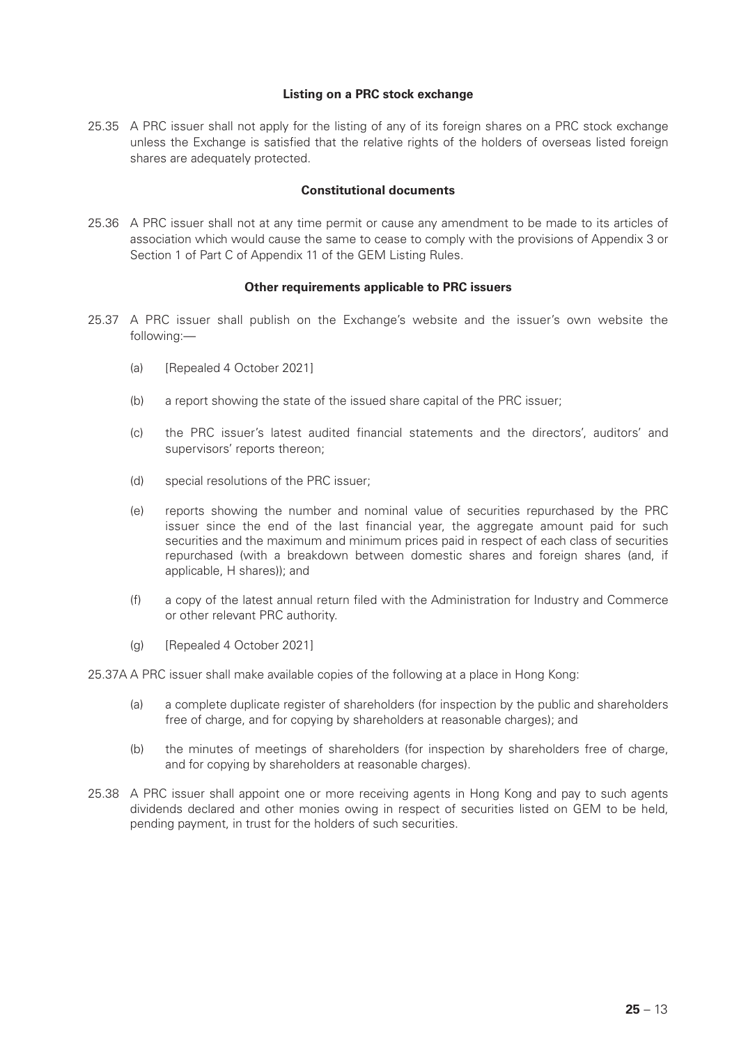#### Listing on a PRC stock exchange

25.35 A PRC issuer shall not apply for the listing of any of its foreign shares on a PRC stock exchange unless the Exchange is satisfied that the relative rights of the holders of overseas listed foreign shares are adequately protected.

#### Constitutional documents

25.36 A PRC issuer shall not at any time permit or cause any amendment to be made to its articles of association which would cause the same to cease to comply with the provisions of Appendix 3 or Section 1 of Part C of Appendix 11 of the GEM Listing Rules.

#### Other requirements applicable to PRC issuers

25.37 A PRC issuer shall publish on the Exchange's website and the issuer's own website the following:—

- (a) [Repealed 4 October 2021]
- (b) a report showing the state of the issued share capital of the PRC issuer;
- (c) the PRC issuer's latest audited financial statements and the directors', auditors' and supervisors' reports thereon;
- (d) special resolutions of the PRC issuer;
- (e) reports showing the number and nominal value of securities repurchased by the PRC issuer since the end of the last financial year, the aggregate amount paid for such securities and the maximum and minimum prices paid in respect of each class of securities repurchased (with a breakdown between domestic shares and foreign shares (and, if applicable, H shares)); and
- (f) a copy of the latest annual return filed with the Administration for Industry and Commerce or other relevant PRC authority.
- (g) [Repealed 4 October 2021]

25.37A A PRC issuer shall make available copies of the following at a place in Hong Kong:

- (a) a complete duplicate register of shareholders (for inspection by the public and shareholders free of charge, and for copying by shareholders at reasonable charges); and
- (b) the minutes of meetings of shareholders (for inspection by shareholders free of charge, and for copying by shareholders at reasonable charges).

25.38 A PRC issuer shall appoint one or more receiving agents in Hong Kong and pay to such agents dividends declared and other monies owing in respect of securities listed on GEM to be held, pending payment, in trust for the holders of such securities.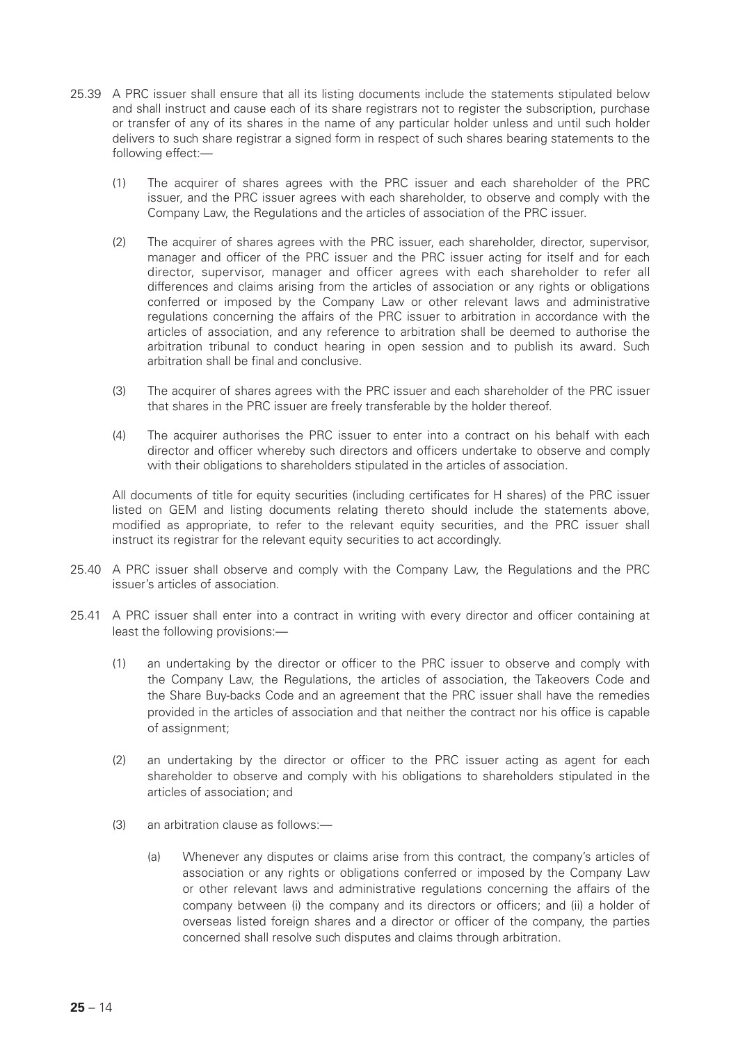25.39 A PRC issuer shall ensure that all its listing documents include the statements stipulated below and shall instruct and cause each of its share registrars not to register the subscription, purchase or transfer of any of its shares in the name of any particular holder unless and until such holder delivers to such share registrar a signed form in respect of such shares bearing statements to the following effect:—

(1) The acquirer of shares agrees with the PRC issuer and each shareholder of the PRC issuer, and the PRC issuer agrees with each shareholder, to observe and comply with the Company Law, the Regulations and the articles of association of the PRC issuer.

(2) The acquirer of shares agrees with the PRC issuer, each shareholder, director, supervisor, manager and officer of the PRC issuer and the PRC issuer acting for itself and for each director, supervisor, manager and officer agrees with each shareholder to refer all differences and claims arising from the articles of association or any rights or obligations conferred or imposed by the Company Law or other relevant laws and administrative regulations concerning the affairs of the PRC issuer to arbitration in accordance with the articles of association, and any reference to arbitration shall be deemed to authorise the arbitration tribunal to conduct hearing in open session and to publish its award. Such arbitration shall be final and conclusive.

(3) The acquirer of shares agrees with the PRC issuer and each shareholder of the PRC issuer that shares in the PRC issuer are freely transferable by the holder thereof.

(4) The acquirer authorises the PRC issuer to enter into a contract on his behalf with each director and officer whereby such directors and officers undertake to observe and comply with their obligations to shareholders stipulated in the articles of association.

All documents of title for equity securities (including certificates for H shares) of the PRC issuer listed on GEM and listing documents relating thereto should include the statements above, modified as appropriate, to refer to the relevant equity securities, and the PRC issuer shall instruct its registrar for the relevant equity securities to act accordingly.

25.40 A PRC issuer shall observe and comply with the Company Law, the Regulations and the PRC issuer's articles of association.

25.41 A PRC issuer shall enter into a contract in writing with every director and officer containing at least the following provisions:—

(1) an undertaking by the director or officer to the PRC issuer to observe and comply with the Company Law, the Regulations, the articles of association, the Takeovers Code and the Share Buy-backs Code and an agreement that the PRC issuer shall have the remedies provided in the articles of association and that neither the contract nor his office is capable of assignment;

(2) an undertaking by the director or officer to the PRC issuer acting as agent for each shareholder to observe and comply with his obligations to shareholders stipulated in the articles of association; and

(3) an arbitration clause as follows:—

(a) Whenever any disputes or claims arise from this contract, the company's articles of association or any rights or obligations conferred or imposed by the Company Law or other relevant laws and administrative regulations concerning the affairs of the company between (i) the company and its directors or officers; and (ii) a holder of overseas listed foreign shares and a director or officer of the company, the parties concerned shall resolve such disputes and claims through arbitration.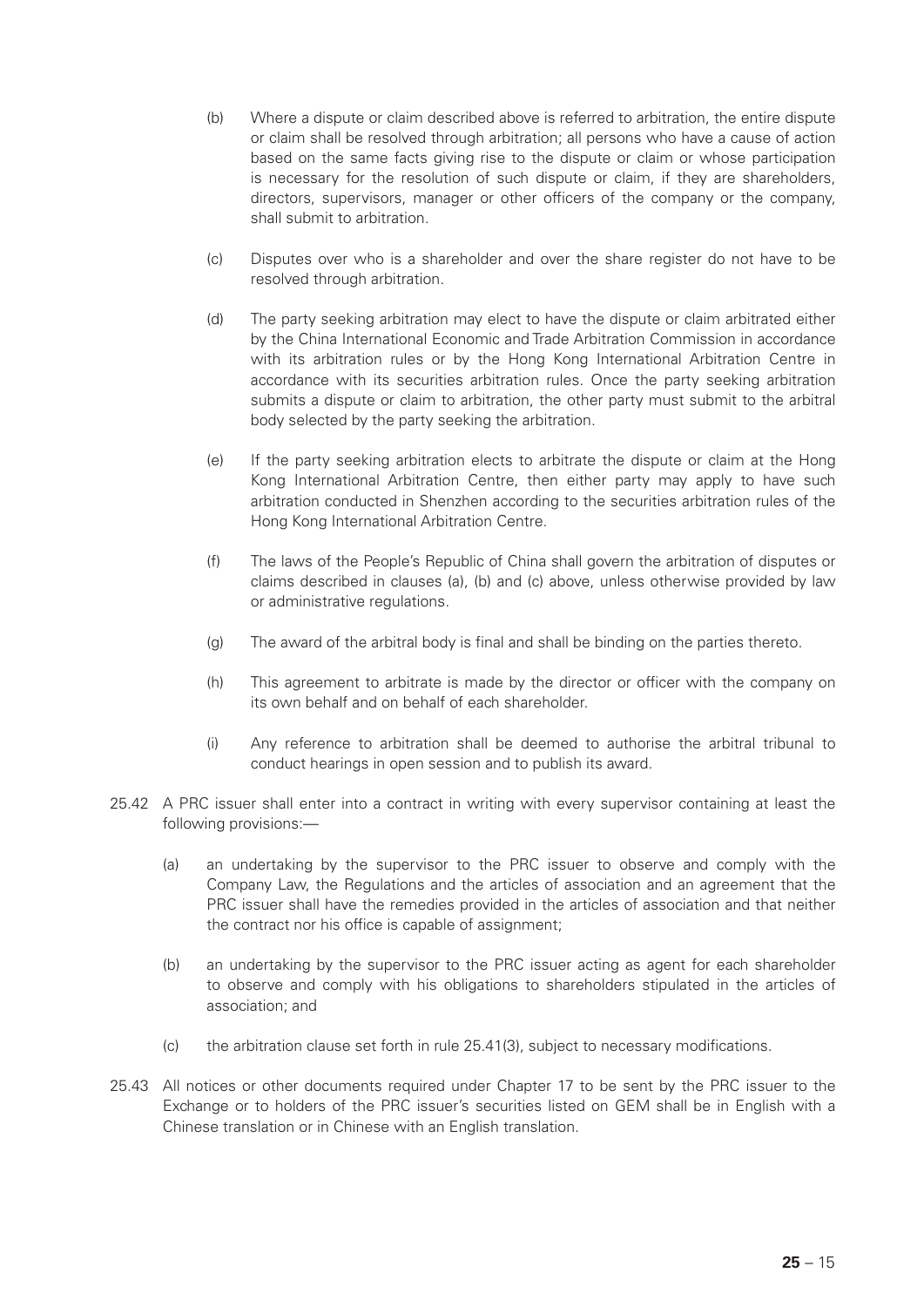(b) Where a dispute or claim described above is referred to arbitration, the entire dispute or claim shall be resolved through arbitration; all persons who have a cause of action based on the same facts giving rise to the dispute or claim or whose participation is necessary for the resolution of such dispute or claim, if they are shareholders, directors, supervisors, manager or other officers of the company or the company, shall submit to arbitration.

(c) Disputes over who is a shareholder and over the share register do not have to be resolved through arbitration.

(d) The party seeking arbitration may elect to have the dispute or claim arbitrated either by the China International Economic and Trade Arbitration Commission in accordance with its arbitration rules or by the Hong Kong International Arbitration Centre in accordance with its securities arbitration rules. Once the party seeking arbitration submits a dispute or claim to arbitration, the other party must submit to the arbitral body selected by the party seeking the arbitration.

(e) If the party seeking arbitration elects to arbitrate the dispute or claim at the Hong Kong International Arbitration Centre, then either party may apply to have such arbitration conducted in Shenzhen according to the securities arbitration rules of the Hong Kong International Arbitration Centre.

(f) The laws of the People's Republic of China shall govern the arbitration of disputes or claims described in clauses (a), (b) and (c) above, unless otherwise provided by law or administrative regulations.

(g) The award of the arbitral body is final and shall be binding on the parties thereto.

(h) This agreement to arbitrate is made by the director or officer with the company on its own behalf and on behalf of each shareholder.

(i) Any reference to arbitration shall be deemed to authorise the arbitral tribunal to conduct hearings in open session and to publish its award.

25.42 A PRC issuer shall enter into a contract in writing with every supervisor containing at least the following provisions:—

(a) an undertaking by the supervisor to the PRC issuer to observe and comply with the Company Law, the Regulations and the articles of association and an agreement that the PRC issuer shall have the remedies provided in the articles of association and that neither the contract nor his office is capable of assignment;

(b) an undertaking by the supervisor to the PRC issuer acting as agent for each shareholder to observe and comply with his obligations to shareholders stipulated in the articles of association; and

(c) the arbitration clause set forth in rule 25.41(3), subject to necessary modifications.

25.43 All notices or other documents required under Chapter 17 to be sent by the PRC issuer to the Exchange or to holders of the PRC issuer's securities listed on GEM shall be in English with a Chinese translation or in Chinese with an English translation.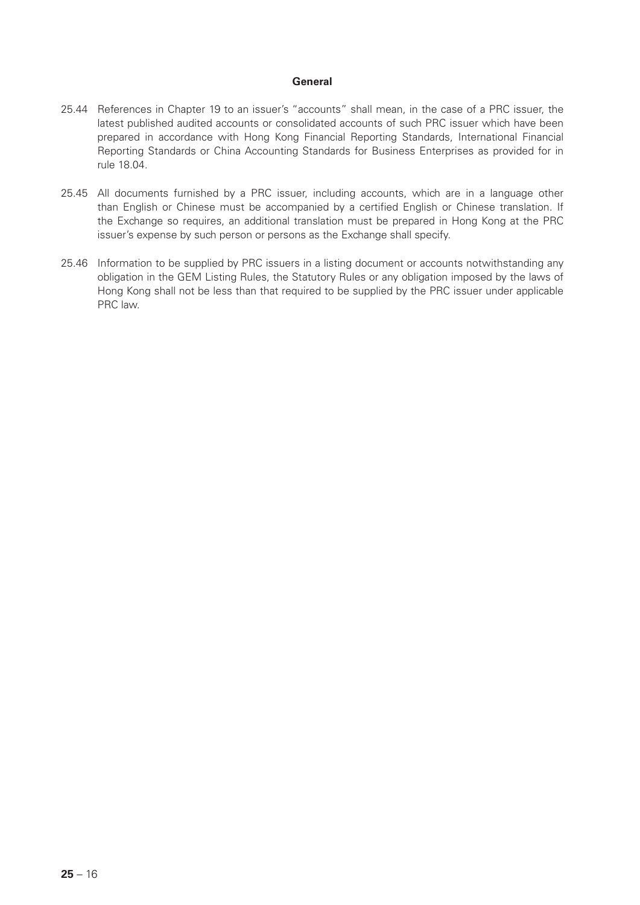### General

25.44 References in Chapter 19 to an issuer's "accounts" shall mean, in the case of a PRC issuer, the latest published audited accounts or consolidated accounts of such PRC issuer which have been prepared in accordance with Hong Kong Financial Reporting Standards, International Financial Reporting Standards or China Accounting Standards for Business Enterprises as provided for in rule 18.04.

25.45 All documents furnished by a PRC issuer, including accounts, which are in a language other than English or Chinese must be accompanied by a certified English or Chinese translation. If the Exchange so requires, an additional translation must be prepared in Hong Kong at the PRC issuer's expense by such person or persons as the Exchange shall specify.

25.46 Information to be supplied by PRC issuers in a listing document or accounts notwithstanding any obligation in the GEM Listing Rules, the Statutory Rules or any obligation imposed by the laws of Hong Kong shall not be less than that required to be supplied by the PRC issuer under applicable PRC law.